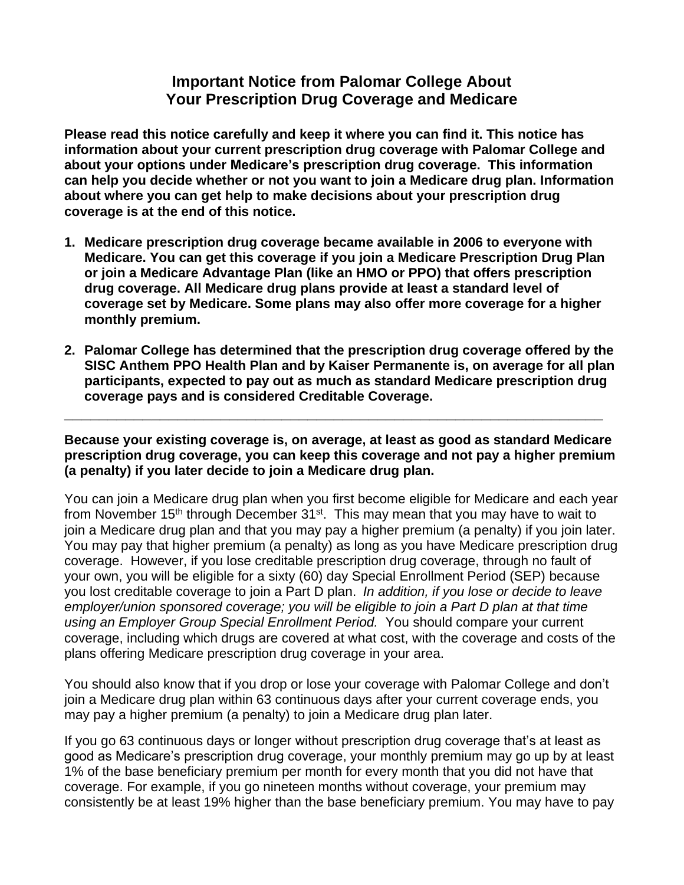# Important Notice from Palomar College About Your Prescription Drug Coverage and Medicare

**Please read this notice carefully and keep it where you can find it. This notice has information about your current prescription drug coverage with Palomar College and about your options under Medicare's prescription drug coverage. This information can help you decide whether or not you want to join a Medicare drug plan. Information about where you can get help to make decisions about your prescription drug coverage is at the end of this notice.**

1. **Medicare prescription drug coverage became available in 2006 to everyone with Medicare. You can get this coverage if you join a Medicare Prescription Drug Plan or join a Medicare Advantage Plan (like an HMO or PPO) that offers prescription drug coverage. All Medicare drug plans provide at least a standard level of coverage set by Medicare. Some plans may also offer more coverage for a higher monthly premium.**

2. **Palomar College has determined that the prescription drug coverage offered by the SISC Anthem PPO Health Plan and by Kaiser Permanente is, on average for all plan participants, expected to pay out as much as standard Medicare prescription drug coverage pays and is considered Creditable Coverage.**

---

**Because your existing coverage is, on average, at least as good as standard Medicare prescription drug coverage, you can keep this coverage and not pay a higher premium (a penalty) if you later decide to join a Medicare drug plan.**

You can join a Medicare drug plan when you first become eligible for Medicare and each year from November 15th through December 31st. This may mean that you may have to wait to join a Medicare drug plan and that you may pay a higher premium (a penalty) if you join later. You may pay that higher premium (a penalty) as long as you have Medicare prescription drug coverage. However, if you lose creditable prescription drug coverage, through no fault of your own, you will be eligible for a sixty (60) day Special Enrollment Period (SEP) because you lost creditable coverage to join a Part D plan. *In addition, if you lose or decide to leave employer/union sponsored coverage; you will be eligible to join a Part D plan at that time using an Employer Group Special Enrollment Period.* You should compare your current coverage, including which drugs are covered at what cost, with the coverage and costs of the plans offering Medicare prescription drug coverage in your area.

You should also know that if you drop or lose your coverage with Palomar College and don't join a Medicare drug plan within 63 continuous days after your current coverage ends, you may pay a higher premium (a penalty) to join a Medicare drug plan later.

If you go 63 continuous days or longer without prescription drug coverage that's at least as good as Medicare's prescription drug coverage, your monthly premium may go up by at least 1% of the base beneficiary premium per month for every month that you did not have that coverage. For example, if you go nineteen months without coverage, your premium may consistently be at least 19% higher than the base beneficiary premium. You may have to pay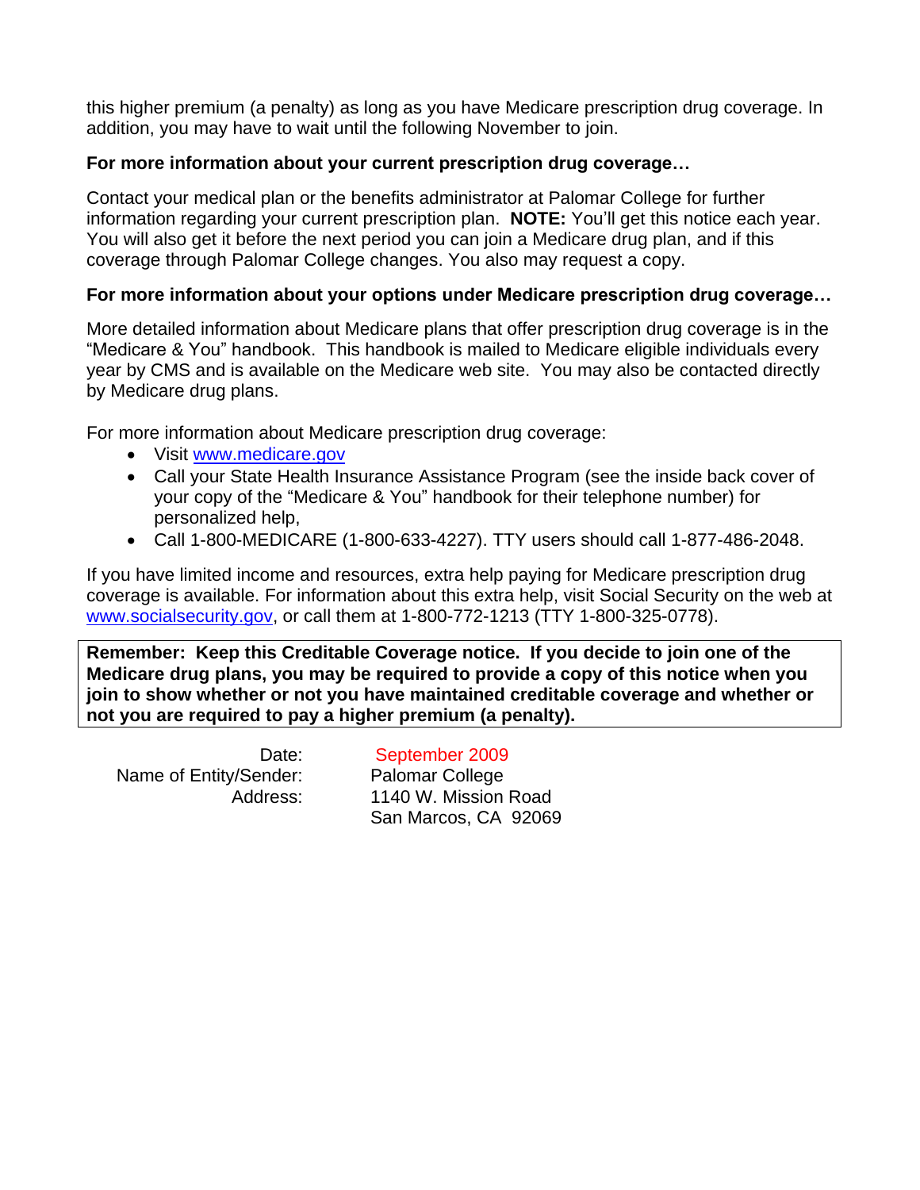this higher premium (a penalty) as long as you have Medicare prescription drug coverage. In addition, you may have to wait until the following November to join.

**For more information about your current prescription drug coverage…**

Contact your medical plan or the benefits administrator at Palomar College for further information regarding your current prescription plan. **NOTE:** You'll get this notice each year. You will also get it before the next period you can join a Medicare drug plan, and if this coverage through Palomar College changes. You also may request a copy.

**For more information about your options under Medicare prescription drug coverage…**

More detailed information about Medicare plans that offer prescription drug coverage is in the "Medicare & You" handbook. This handbook is mailed to Medicare eligible individuals every year by CMS and is available on the Medicare web site. You may also be contacted directly by Medicare drug plans.

For more information about Medicare prescription drug coverage:

- Visit www.medicare.gov
- Call your State Health Insurance Assistance Program (see the inside back cover of your copy of the "Medicare & You" handbook for their telephone number) for personalized help,
- Call 1-800-MEDICARE (1-800-633-4227). TTY users should call 1-877-486-2048.

If you have limited income and resources, extra help paying for Medicare prescription drug coverage is available. For information about this extra help, visit Social Security on the web at www.socialsecurity.gov, or call them at 1-800-772-1213 (TTY 1-800-325-0778).

**Remember: Keep this Creditable Coverage notice. If you decide to join one of the Medicare drug plans, you may be required to provide a copy of this notice when you join to show whether or not you have maintained creditable coverage and whether or not you are required to pay a higher premium (a penalty).**

| | |
|---|---|
| Date: | September 2009 |
| Name of Entity/Sender: | Palomar College |
| Address: | 1140 W. Mission Road<br>San Marcos, CA 92069 |